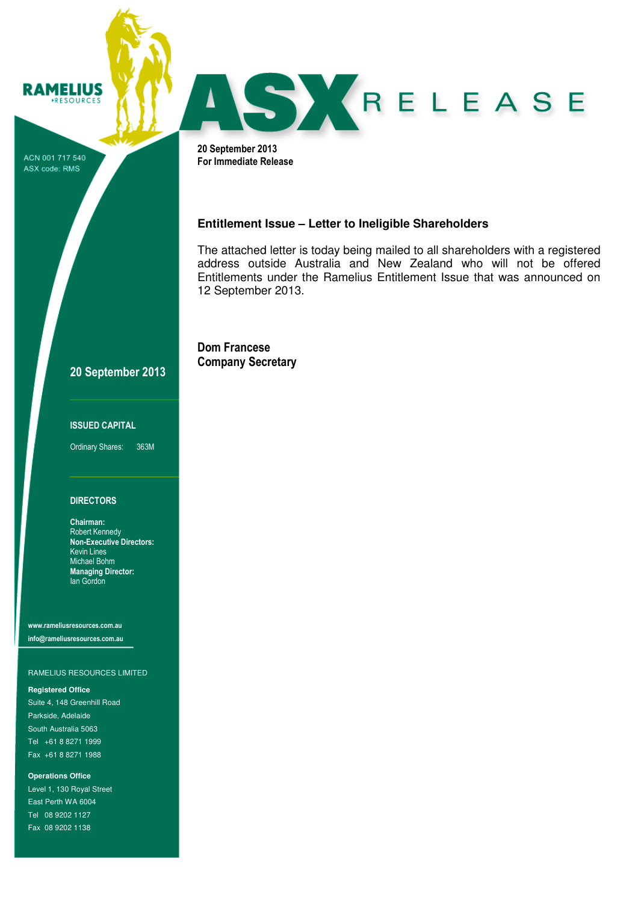**RAMELIUS**
RESOURCES

ACN 001 717 540
ASX code: RMS

# ASX RELEASE

**20 September 2013**
**For Immediate Release**

## Entitlement Issue – Letter to Ineligible Shareholders

The attached letter is today being mailed to all shareholders with a registered address outside Australia and New Zealand who will not be offered Entitlements under the Ramelius Entitlement Issue that was announced on 12 September 2013.

**Dom Francese**
**Company Secretary**

**20 September 2013**

**ISSUED CAPITAL**

Ordinary Shares: 363M

**DIRECTORS**

**Chairman:**
Robert Kennedy
**Non-Executive Directors:**
Kevin Lines
Michael Bohm
**Managing Director:**
Ian Gordon

**www.rameliusresources.com.au**
**info@rameliusresources.com.au**

RAMELIUS RESOURCES LIMITED

**Registered Office**
Suite 4, 148 Greenhill Road
Parkside, Adelaide
South Australia 5063
Tel +61 8 8271 1999
Fax +61 8 8271 1988

**Operations Office**
Level 1, 130 Royal Street
East Perth WA 6004
Tel 08 9202 1127
Fax 08 9202 1138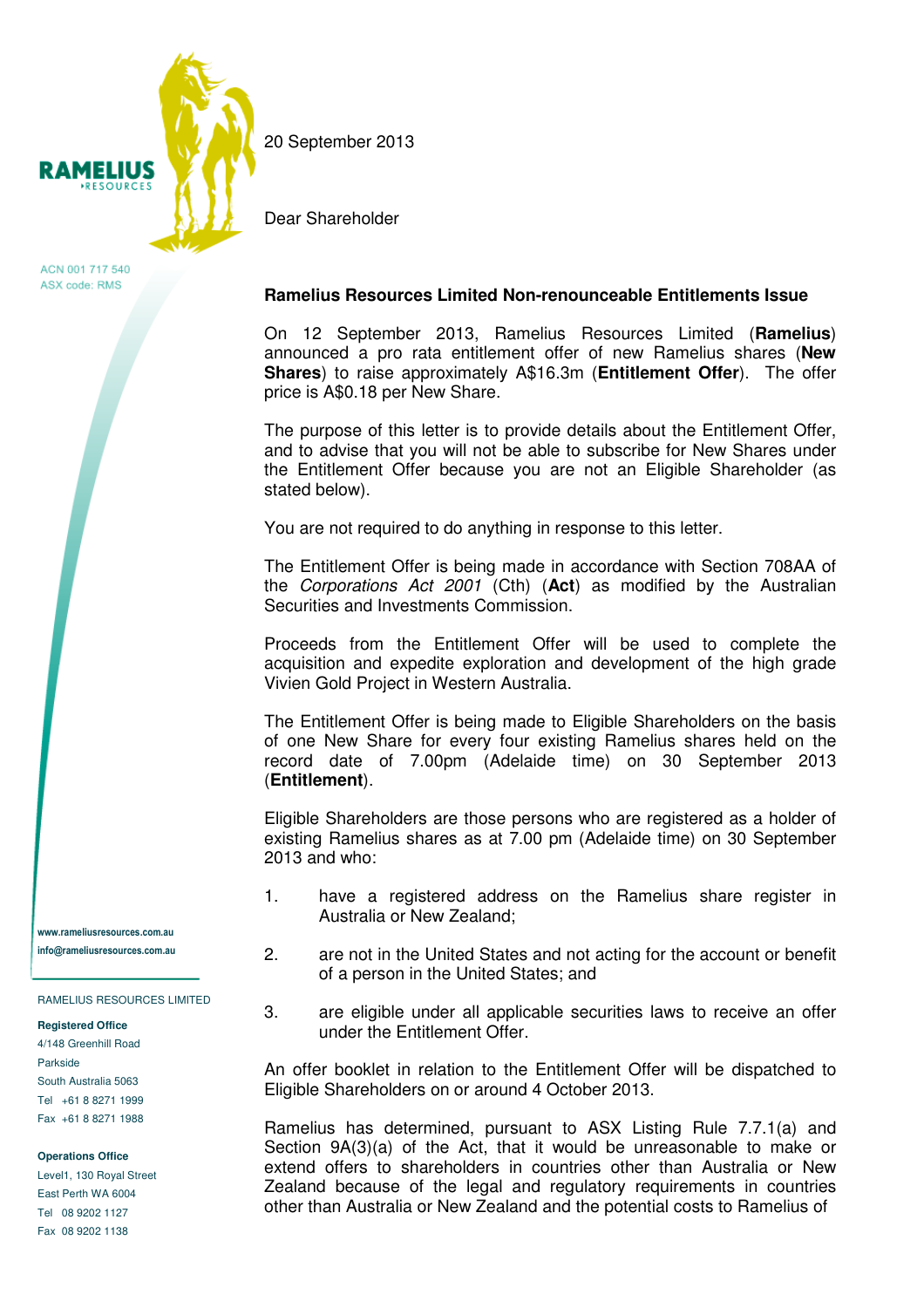RAMELIUS RESOURCES

ACN 001 717 540
ASX code: RMS

20 September 2013

Dear Shareholder

**Ramelius Resources Limited Non-renounceable Entitlements Issue**

On 12 September 2013, Ramelius Resources Limited (**Ramelius**) announced a pro rata entitlement offer of new Ramelius shares (**New Shares**) to raise approximately A$16.3m (**Entitlement Offer**). The offer price is A$0.18 per New Share.

The purpose of this letter is to provide details about the Entitlement Offer, and to advise that you will not be able to subscribe for New Shares under the Entitlement Offer because you are not an Eligible Shareholder (as stated below).

You are not required to do anything in response to this letter.

The Entitlement Offer is being made in accordance with Section 708AA of the *Corporations Act 2001* (Cth) (**Act**) as modified by the Australian Securities and Investments Commission.

Proceeds from the Entitlement Offer will be used to complete the acquisition and expedite exploration and development of the high grade Vivien Gold Project in Western Australia.

The Entitlement Offer is being made to Eligible Shareholders on the basis of one New Share for every four existing Ramelius shares held on the record date of 7.00pm (Adelaide time) on 30 September 2013 (**Entitlement**).

Eligible Shareholders are those persons who are registered as a holder of existing Ramelius shares as at 7.00 pm (Adelaide time) on 30 September 2013 and who:

1. have a registered address on the Ramelius share register in Australia or New Zealand;
2. are not in the United States and not acting for the account or benefit of a person in the United States; and
3. are eligible under all applicable securities laws to receive an offer under the Entitlement Offer.

An offer booklet in relation to the Entitlement Offer will be dispatched to Eligible Shareholders on or around 4 October 2013.

Ramelius has determined, pursuant to ASX Listing Rule 7.7.1(a) and Section 9A(3)(a) of the Act, that it would be unreasonable to make or extend offers to shareholders in countries other than Australia or New Zealand because of the legal and regulatory requirements in countries other than Australia or New Zealand and the potential costs to Ramelius of

www.rameliusresources.com.au
info@rameliusresources.com.au

RAMELIUS RESOURCES LIMITED

**Registered Office**
4/148 Greenhill Road
Parkside
South Australia 5063
Tel +61 8 8271 1999
Fax +61 8 8271 1988

**Operations Office**
Level1, 130 Royal Street
East Perth WA 6004
Tel 08 9202 1127
Fax 08 9202 1138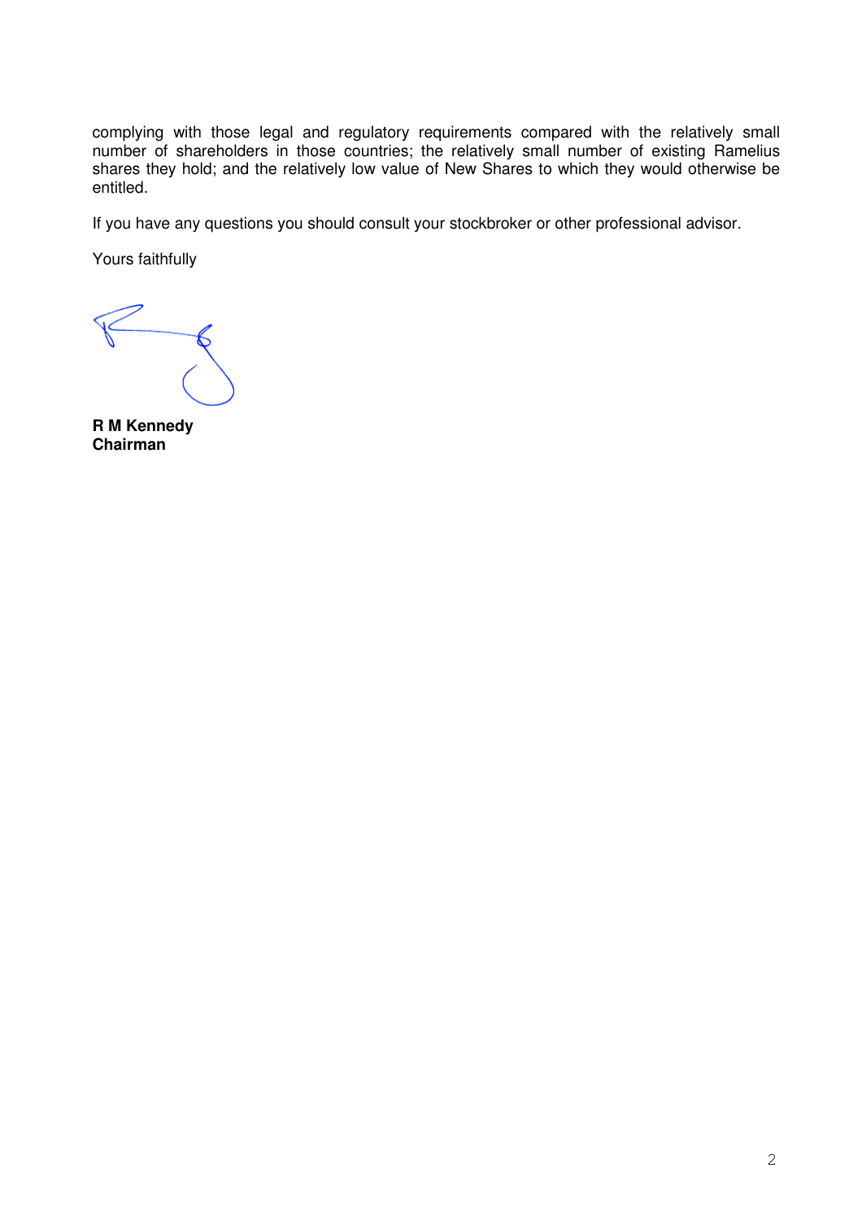complying with those legal and regulatory requirements compared with the relatively small number of shareholders in those countries; the relatively small number of existing Ramelius shares they hold; and the relatively low value of New Shares to which they would otherwise be entitled.

If you have any questions you should consult your stockbroker or other professional advisor.

Yours faithfully

**R M Kennedy**
**Chairman**